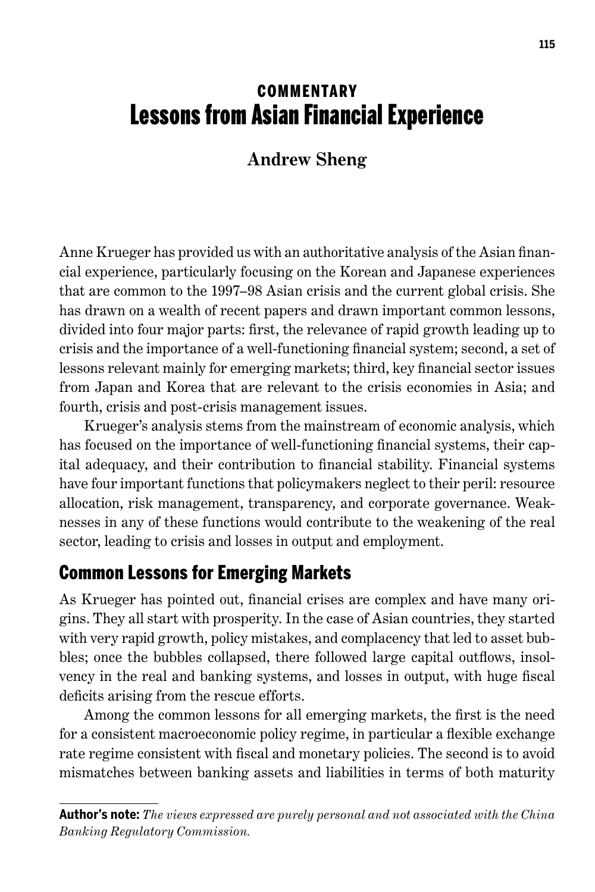COMMENTARY

# Lessons from Asian Financial Experience

**Andrew Sheng**

Anne Krueger has provided us with an authoritative analysis of the Asian financial experience, particularly focusing on the Korean and Japanese experiences that are common to the 1997–98 Asian crisis and the current global crisis. She has drawn on a wealth of recent papers and drawn important common lessons, divided into four major parts: first, the relevance of rapid growth leading up to crisis and the importance of a well-functioning financial system; second, a set of lessons relevant mainly for emerging markets; third, key financial sector issues from Japan and Korea that are relevant to the crisis economies in Asia; and fourth, crisis and post-crisis management issues.

Krueger's analysis stems from the mainstream of economic analysis, which has focused on the importance of well-functioning financial systems, their capital adequacy, and their contribution to financial stability. Financial systems have four important functions that policymakers neglect to their peril: resource allocation, risk management, transparency, and corporate governance. Weaknesses in any of these functions would contribute to the weakening of the real sector, leading to crisis and losses in output and employment.

## Common Lessons for Emerging Markets

As Krueger has pointed out, financial crises are complex and have many origins. They all start with prosperity. In the case of Asian countries, they started with very rapid growth, policy mistakes, and complacency that led to asset bubbles; once the bubbles collapsed, there followed large capital outflows, insolvency in the real and banking systems, and losses in output, with huge fiscal deficits arising from the rescue efforts.

Among the common lessons for all emerging markets, the first is the need for a consistent macroeconomic policy regime, in particular a flexible exchange rate regime consistent with fiscal and monetary policies. The second is to avoid mismatches between banking assets and liabilities in terms of both maturity

**Author's note:** *The views expressed are purely personal and not associated with the China Banking Regulatory Commission.*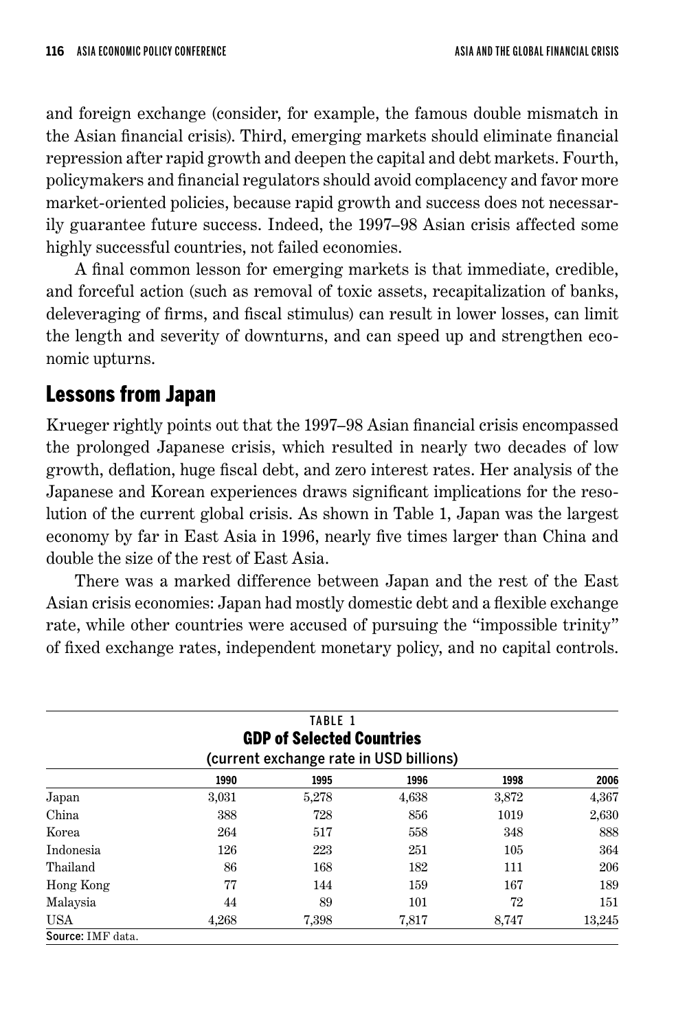and foreign exchange (consider, for example, the famous double mismatch in the Asian financial crisis). Third, emerging markets should eliminate financial repression after rapid growth and deepen the capital and debt markets. Fourth, policymakers and financial regulators should avoid complacency and favor more market-oriented policies, because rapid growth and success does not necessarily guarantee future success. Indeed, the 1997–98 Asian crisis affected some highly successful countries, not failed economies.

A final common lesson for emerging markets is that immediate, credible, and forceful action (such as removal of toxic assets, recapitalization of banks, deleveraging of firms, and fiscal stimulus) can result in lower losses, can limit the length and severity of downturns, and can speed up and strengthen economic upturns.

## Lessons from Japan

Krueger rightly points out that the 1997–98 Asian financial crisis encompassed the prolonged Japanese crisis, which resulted in nearly two decades of low growth, deflation, huge fiscal debt, and zero interest rates. Her analysis of the Japanese and Korean experiences draws significant implications for the resolution of the current global crisis. As shown in Table 1, Japan was the largest economy by far in East Asia in 1996, nearly five times larger than China and double the size of the rest of East Asia.

There was a marked difference between Japan and the rest of the East Asian crisis economies: Japan had mostly domestic debt and a flexible exchange rate, while other countries were accused of pursuing the "impossible trinity" of fixed exchange rates, independent monetary policy, and no capital controls.

TABLE 1
**GDP of Selected Countries**
(current exchange rate in USD billions)

| | 1990 | 1995 | 1996 | 1998 | 2006 |
|---|---|---|---|---|---|
| Japan | 3,031 | 5,278 | 4,638 | 3,872 | 4,367 |
| China | 388 | 728 | 856 | 1019 | 2,630 |
| Korea | 264 | 517 | 558 | 348 | 888 |
| Indonesia | 126 | 223 | 251 | 105 | 364 |
| Thailand | 86 | 168 | 182 | 111 | 206 |
| Hong Kong | 77 | 144 | 159 | 167 | 189 |
| Malaysia | 44 | 89 | 101 | 72 | 151 |
| USA | 4,268 | 7,398 | 7,817 | 8,747 | 13,245 |

**Source:** IMF data.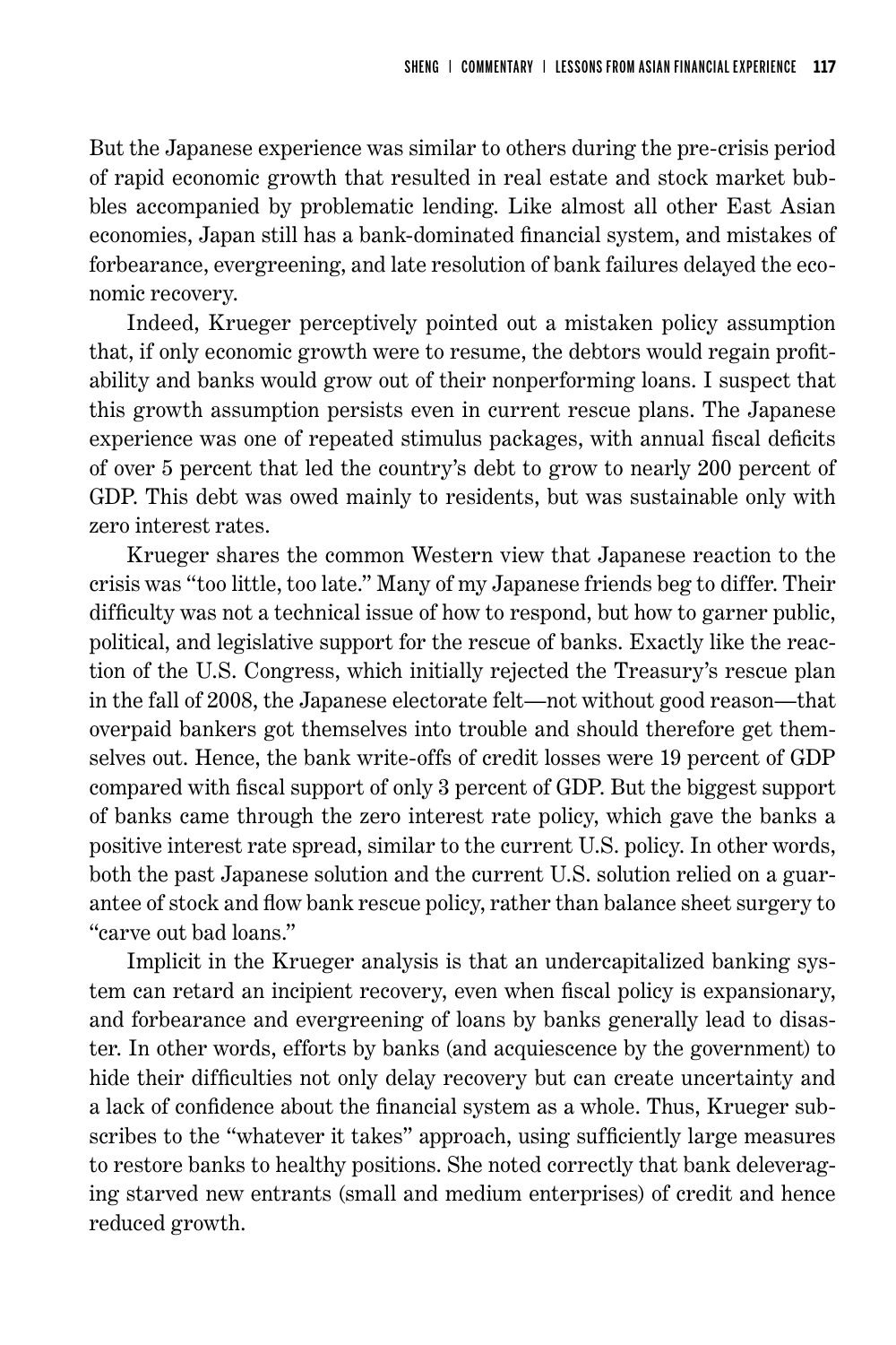But the Japanese experience was similar to others during the pre-crisis period of rapid economic growth that resulted in real estate and stock market bubbles accompanied by problematic lending. Like almost all other East Asian economies, Japan still has a bank-dominated financial system, and mistakes of forbearance, evergreening, and late resolution of bank failures delayed the economic recovery.

Indeed, Krueger perceptively pointed out a mistaken policy assumption that, if only economic growth were to resume, the debtors would regain profitability and banks would grow out of their nonperforming loans. I suspect that this growth assumption persists even in current rescue plans. The Japanese experience was one of repeated stimulus packages, with annual fiscal deficits of over 5 percent that led the country's debt to grow to nearly 200 percent of GDP. This debt was owed mainly to residents, but was sustainable only with zero interest rates.

Krueger shares the common Western view that Japanese reaction to the crisis was "too little, too late." Many of my Japanese friends beg to differ. Their difficulty was not a technical issue of how to respond, but how to garner public, political, and legislative support for the rescue of banks. Exactly like the reaction of the U.S. Congress, which initially rejected the Treasury's rescue plan in the fall of 2008, the Japanese electorate felt—not without good reason—that overpaid bankers got themselves into trouble and should therefore get themselves out. Hence, the bank write-offs of credit losses were 19 percent of GDP compared with fiscal support of only 3 percent of GDP. But the biggest support of banks came through the zero interest rate policy, which gave the banks a positive interest rate spread, similar to the current U.S. policy. In other words, both the past Japanese solution and the current U.S. solution relied on a guarantee of stock and flow bank rescue policy, rather than balance sheet surgery to "carve out bad loans."

Implicit in the Krueger analysis is that an undercapitalized banking system can retard an incipient recovery, even when fiscal policy is expansionary, and forbearance and evergreening of loans by banks generally lead to disaster. In other words, efforts by banks (and acquiescence by the government) to hide their difficulties not only delay recovery but can create uncertainty and a lack of confidence about the financial system as a whole. Thus, Krueger subscribes to the "whatever it takes" approach, using sufficiently large measures to restore banks to healthy positions. She noted correctly that bank deleveraging starved new entrants (small and medium enterprises) of credit and hence reduced growth.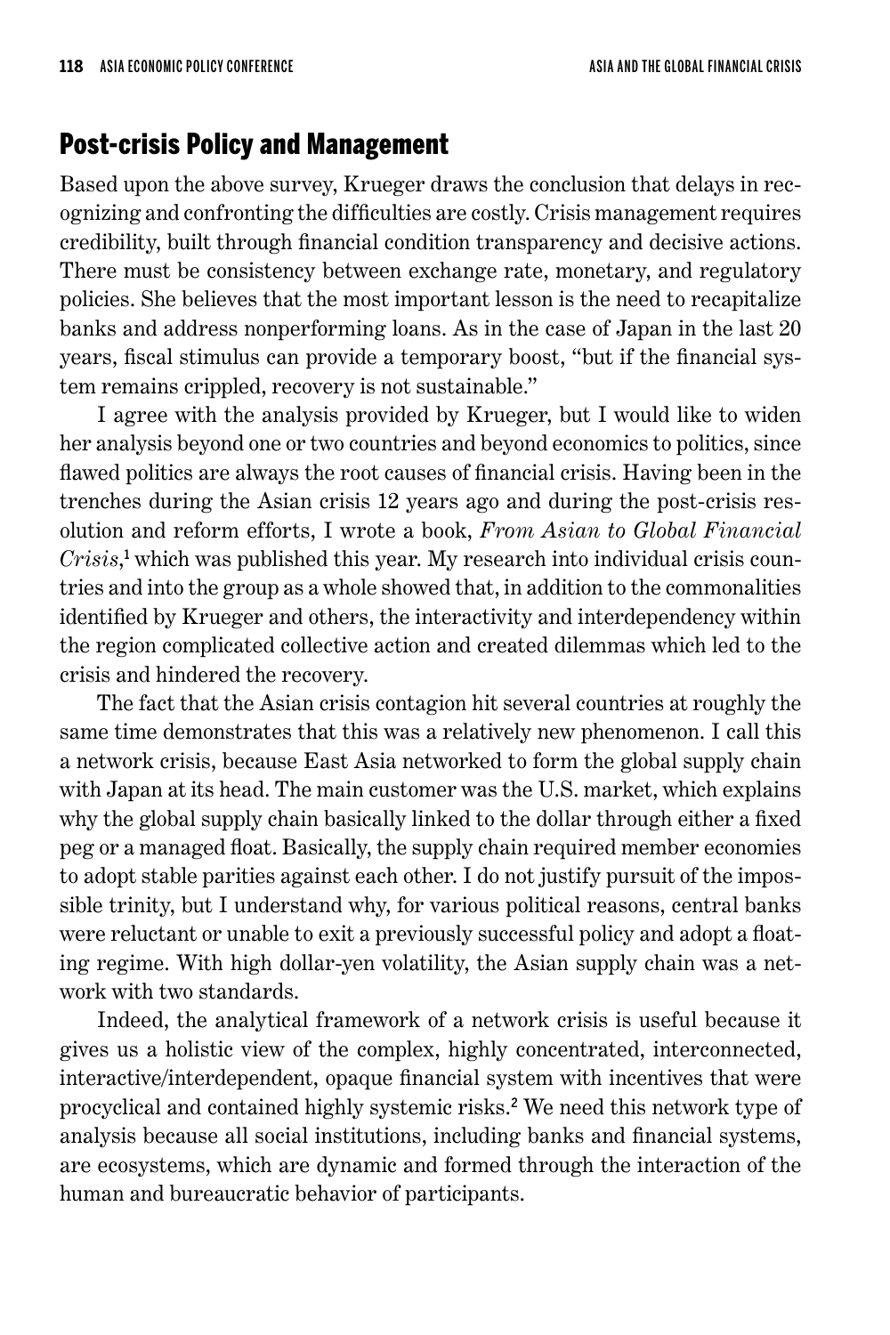## Post-crisis Policy and Management

Based upon the above survey, Krueger draws the conclusion that delays in recognizing and confronting the difficulties are costly. Crisis management requires credibility, built through financial condition transparency and decisive actions. There must be consistency between exchange rate, monetary, and regulatory policies. She believes that the most important lesson is the need to recapitalize banks and address nonperforming loans. As in the case of Japan in the last 20 years, fiscal stimulus can provide a temporary boost, "but if the financial system remains crippled, recovery is not sustainable."

I agree with the analysis provided by Krueger, but I would like to widen her analysis beyond one or two countries and beyond economics to politics, since flawed politics are always the root causes of financial crisis. Having been in the trenches during the Asian crisis 12 years ago and during the post-crisis resolution and reform efforts, I wrote a book, *From Asian to Global Financial Crisis*,[1] which was published this year. My research into individual crisis countries and into the group as a whole showed that, in addition to the commonalities identified by Krueger and others, the interactivity and interdependency within the region complicated collective action and created dilemmas which led to the crisis and hindered the recovery.

The fact that the Asian crisis contagion hit several countries at roughly the same time demonstrates that this was a relatively new phenomenon. I call this a network crisis, because East Asia networked to form the global supply chain with Japan at its head. The main customer was the U.S. market, which explains why the global supply chain basically linked to the dollar through either a fixed peg or a managed float. Basically, the supply chain required member economies to adopt stable parities against each other. I do not justify pursuit of the impossible trinity, but I understand why, for various political reasons, central banks were reluctant or unable to exit a previously successful policy and adopt a floating regime. With high dollar-yen volatility, the Asian supply chain was a network with two standards.

Indeed, the analytical framework of a network crisis is useful because it gives us a holistic view of the complex, highly concentrated, interconnected, interactive/interdependent, opaque financial system with incentives that were procyclical and contained highly systemic risks.[2] We need this network type of analysis because all social institutions, including banks and financial systems, are ecosystems, which are dynamic and formed through the interaction of the human and bureaucratic behavior of participants.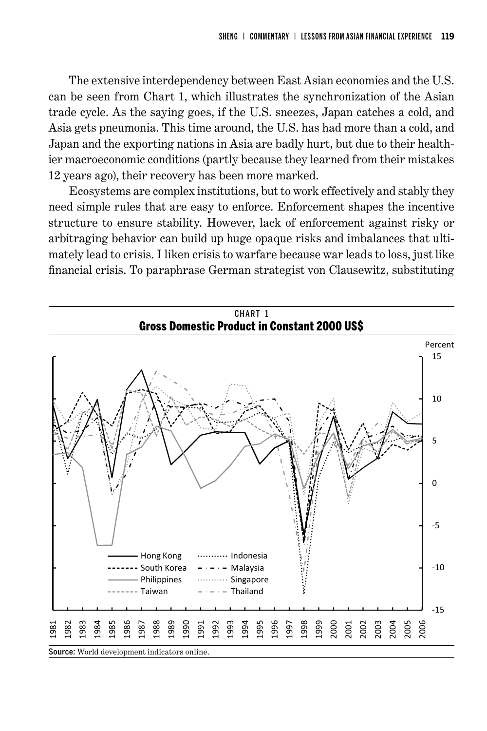The extensive interdependency between East Asian economies and the U.S. can be seen from Chart 1, which illustrates the synchronization of the Asian trade cycle. As the saying goes, if the U.S. sneezes, Japan catches a cold, and Asia gets pneumonia. This time around, the U.S. has had more than a cold, and Japan and the exporting nations in Asia are badly hurt, but due to their healthier macroeconomic conditions (partly because they learned from their mistakes 12 years ago), their recovery has been more marked.

Ecosystems are complex institutions, but to work effectively and stably they need simple rules that are easy to enforce. Enforcement shapes the incentive structure to ensure stability. However, lack of enforcement against risky or arbitraging behavior can build up huge opaque risks and imbalances that ultimately lead to crisis. I liken crisis to warfare because war leads to loss, just like financial crisis. To paraphrase German strategist von Clausewitz, substituting

**CHART 1**
**Gross Domestic Product in Constant 2000 US$**

Percent

Legend: Hong Kong, South Korea, Philippines, Taiwan, Indonesia, Malaysia, Singapore, Thailand

Source: World development indicators online.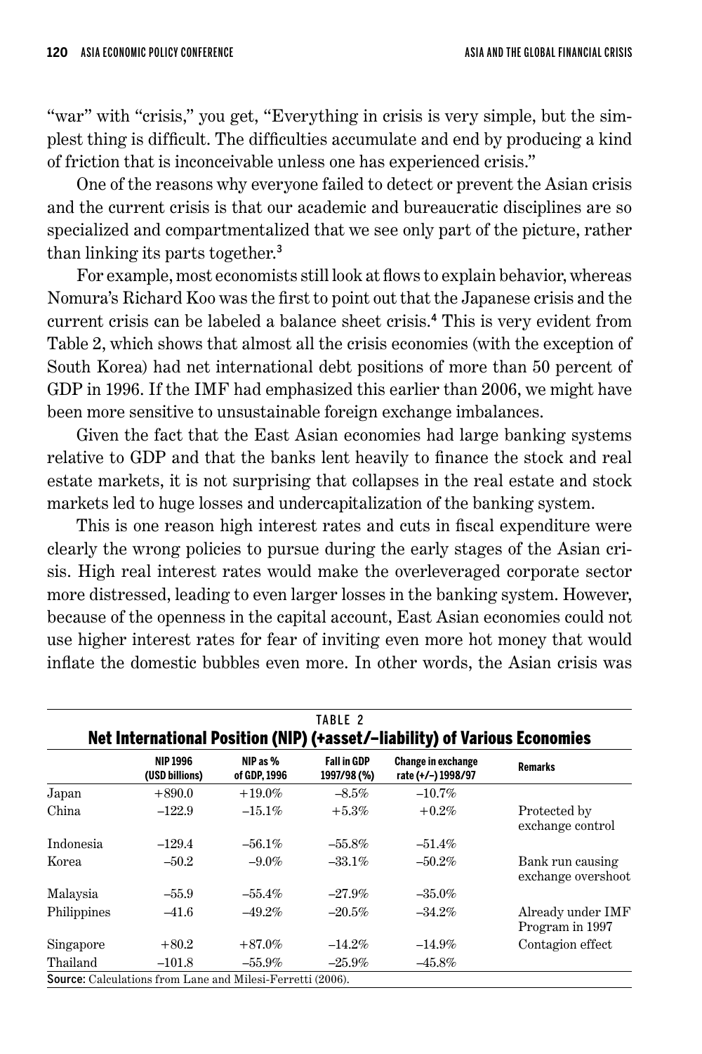"war" with "crisis," you get, "Everything in crisis is very simple, but the simplest thing is difficult. The difficulties accumulate and end by producing a kind of friction that is inconceivable unless one has experienced crisis."

One of the reasons why everyone failed to detect or prevent the Asian crisis and the current crisis is that our academic and bureaucratic disciplines are so specialized and compartmentalized that we see only part of the picture, rather than linking its parts together.[3]

For example, most economists still look at flows to explain behavior, whereas Nomura's Richard Koo was the first to point out that the Japanese crisis and the current crisis can be labeled a balance sheet crisis.[4] This is very evident from Table 2, which shows that almost all the crisis economies (with the exception of South Korea) had net international debt positions of more than 50 percent of GDP in 1996. If the IMF had emphasized this earlier than 2006, we might have been more sensitive to unsustainable foreign exchange imbalances.

Given the fact that the East Asian economies had large banking systems relative to GDP and that the banks lent heavily to finance the stock and real estate markets, it is not surprising that collapses in the real estate and stock markets led to huge losses and undercapitalization of the banking system.

This is one reason high interest rates and cuts in fiscal expenditure were clearly the wrong policies to pursue during the early stages of the Asian crisis. High real interest rates would make the overleveraged corporate sector more distressed, leading to even larger losses in the banking system. However, because of the openness in the capital account, East Asian economies could not use higher interest rates for fear of inviting even more hot money that would inflate the domestic bubbles even more. In other words, the Asian crisis was

**TABLE 2**
**Net International Position (NIP) (+asset/–liability) of Various Economies**

| | NIP 1996 (USD billions) | NIP as % of GDP, 1996 | Fall in GDP 1997/98 (%) | Change in exchange rate (+/–) 1998/97 | Remarks |
|---|---|---|---|---|---|
| Japan | +890.0 | +19.0% | –8.5% | –10.7% | |
| China | –122.9 | –15.1% | +5.3% | +0.2% | Protected by exchange control |
| Indonesia | –129.4 | –56.1% | –55.8% | –51.4% | |
| Korea | –50.2 | –9.0% | –33.1% | –50.2% | Bank run causing exchange overshoot |
| Malaysia | –55.9 | –55.4% | –27.9% | –35.0% | |
| Philippines | –41.6 | –49.2% | –20.5% | –34.2% | Already under IMF Program in 1997 |
| Singapore | +80.2 | +87.0% | –14.2% | –14.9% | Contagion effect |
| Thailand | –101.8 | –55.9% | –25.9% | –45.8% | |

**Source:** Calculations from Lane and Milesi-Ferretti (2006).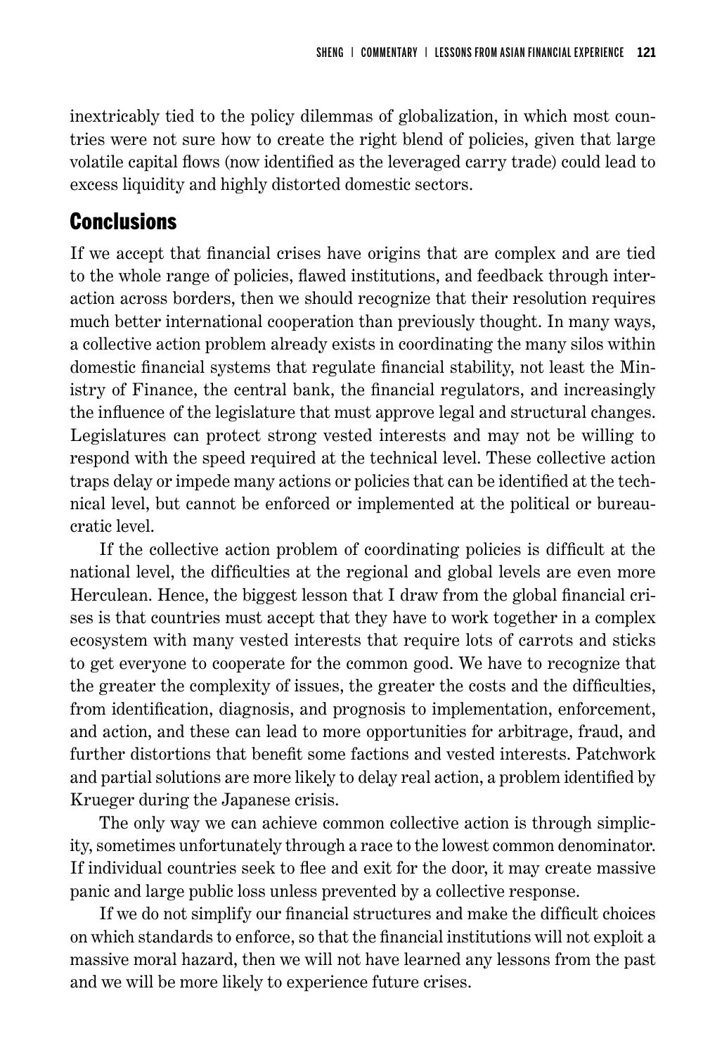inextricably tied to the policy dilemmas of globalization, in which most countries were not sure how to create the right blend of policies, given that large volatile capital flows (now identified as the leveraged carry trade) could lead to excess liquidity and highly distorted domestic sectors.

## Conclusions

If we accept that financial crises have origins that are complex and are tied to the whole range of policies, flawed institutions, and feedback through interaction across borders, then we should recognize that their resolution requires much better international cooperation than previously thought. In many ways, a collective action problem already exists in coordinating the many silos within domestic financial systems that regulate financial stability, not least the Ministry of Finance, the central bank, the financial regulators, and increasingly the influence of the legislature that must approve legal and structural changes. Legislatures can protect strong vested interests and may not be willing to respond with the speed required at the technical level. These collective action traps delay or impede many actions or policies that can be identified at the technical level, but cannot be enforced or implemented at the political or bureaucratic level.

If the collective action problem of coordinating policies is difficult at the national level, the difficulties at the regional and global levels are even more Herculean. Hence, the biggest lesson that I draw from the global financial crises is that countries must accept that they have to work together in a complex ecosystem with many vested interests that require lots of carrots and sticks to get everyone to cooperate for the common good. We have to recognize that the greater the complexity of issues, the greater the costs and the difficulties, from identification, diagnosis, and prognosis to implementation, enforcement, and action, and these can lead to more opportunities for arbitrage, fraud, and further distortions that benefit some factions and vested interests. Patchwork and partial solutions are more likely to delay real action, a problem identified by Krueger during the Japanese crisis.

The only way we can achieve common collective action is through simplicity, sometimes unfortunately through a race to the lowest common denominator. If individual countries seek to flee and exit for the door, it may create massive panic and large public loss unless prevented by a collective response.

If we do not simplify our financial structures and make the difficult choices on which standards to enforce, so that the financial institutions will not exploit a massive moral hazard, then we will not have learned any lessons from the past and we will be more likely to experience future crises.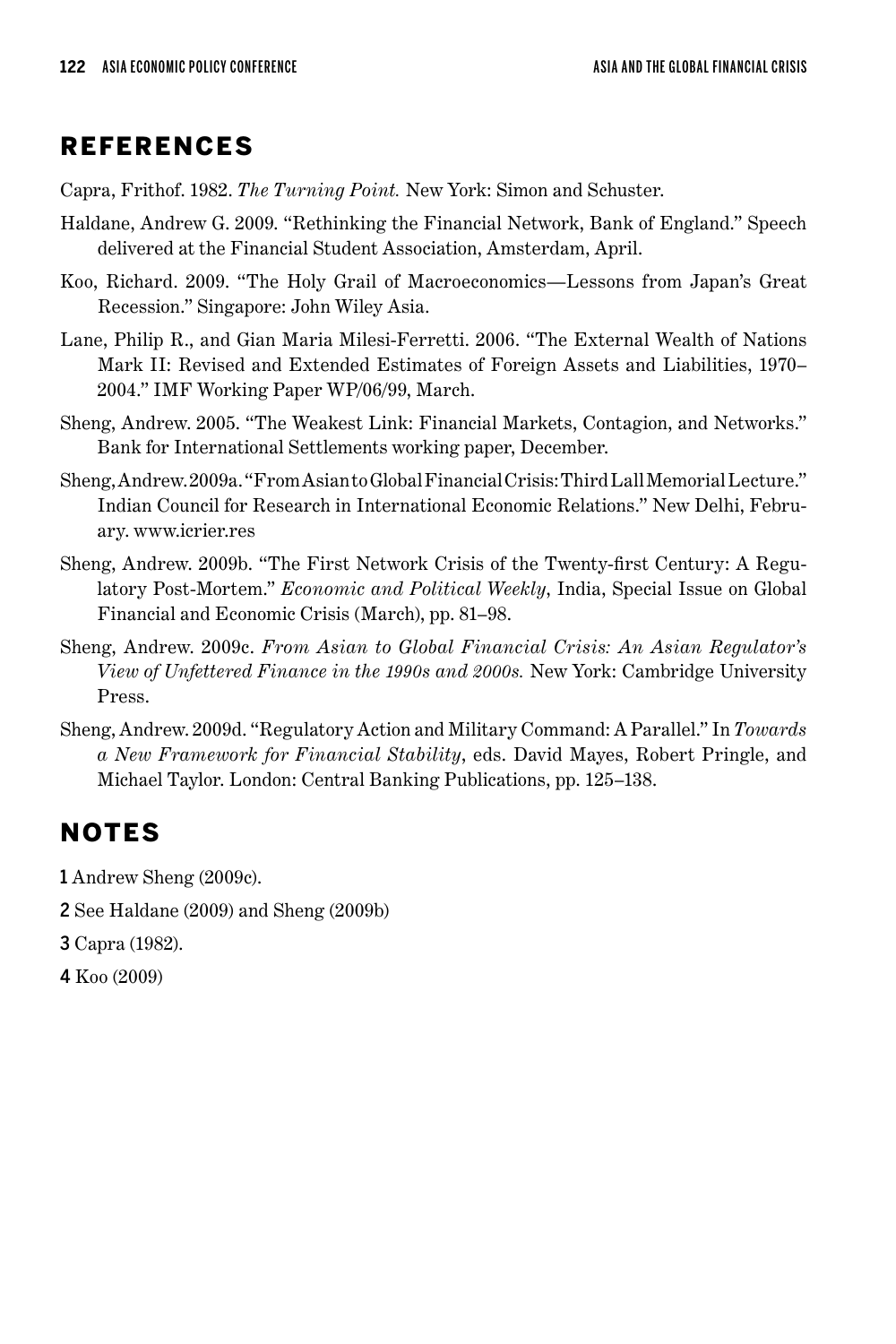## REFERENCES

Capra, Frithof. 1982. *The Turning Point.* New York: Simon and Schuster.

Haldane, Andrew G. 2009. "Rethinking the Financial Network, Bank of England." Speech delivered at the Financial Student Association, Amsterdam, April.

Koo, Richard. 2009. "The Holy Grail of Macroeconomics—Lessons from Japan's Great Recession." Singapore: John Wiley Asia.

Lane, Philip R., and Gian Maria Milesi-Ferretti. 2006. "The External Wealth of Nations Mark II: Revised and Extended Estimates of Foreign Assets and Liabilities, 1970–2004." IMF Working Paper WP/06/99, March.

Sheng, Andrew. 2005. "The Weakest Link: Financial Markets, Contagion, and Networks." Bank for International Settlements working paper, December.

Sheng, Andrew. 2009a. "From Asian to Global Financial Crisis: Third Lall Memorial Lecture." Indian Council for Research in International Economic Relations." New Delhi, February. www.icrier.res

Sheng, Andrew. 2009b. "The First Network Crisis of the Twenty-first Century: A Regulatory Post-Mortem." *Economic and Political Weekly*, India, Special Issue on Global Financial and Economic Crisis (March), pp. 81–98.

Sheng, Andrew. 2009c. *From Asian to Global Financial Crisis: An Asian Regulator's View of Unfettered Finance in the 1990s and 2000s.* New York: Cambridge University Press.

Sheng, Andrew. 2009d. "Regulatory Action and Military Command: A Parallel." In *Towards a New Framework for Financial Stability*, eds. David Mayes, Robert Pringle, and Michael Taylor. London: Central Banking Publications, pp. 125–138.

## NOTES

1 Andrew Sheng (2009c).

2 See Haldane (2009) and Sheng (2009b)

3 Capra (1982).

4 Koo (2009)